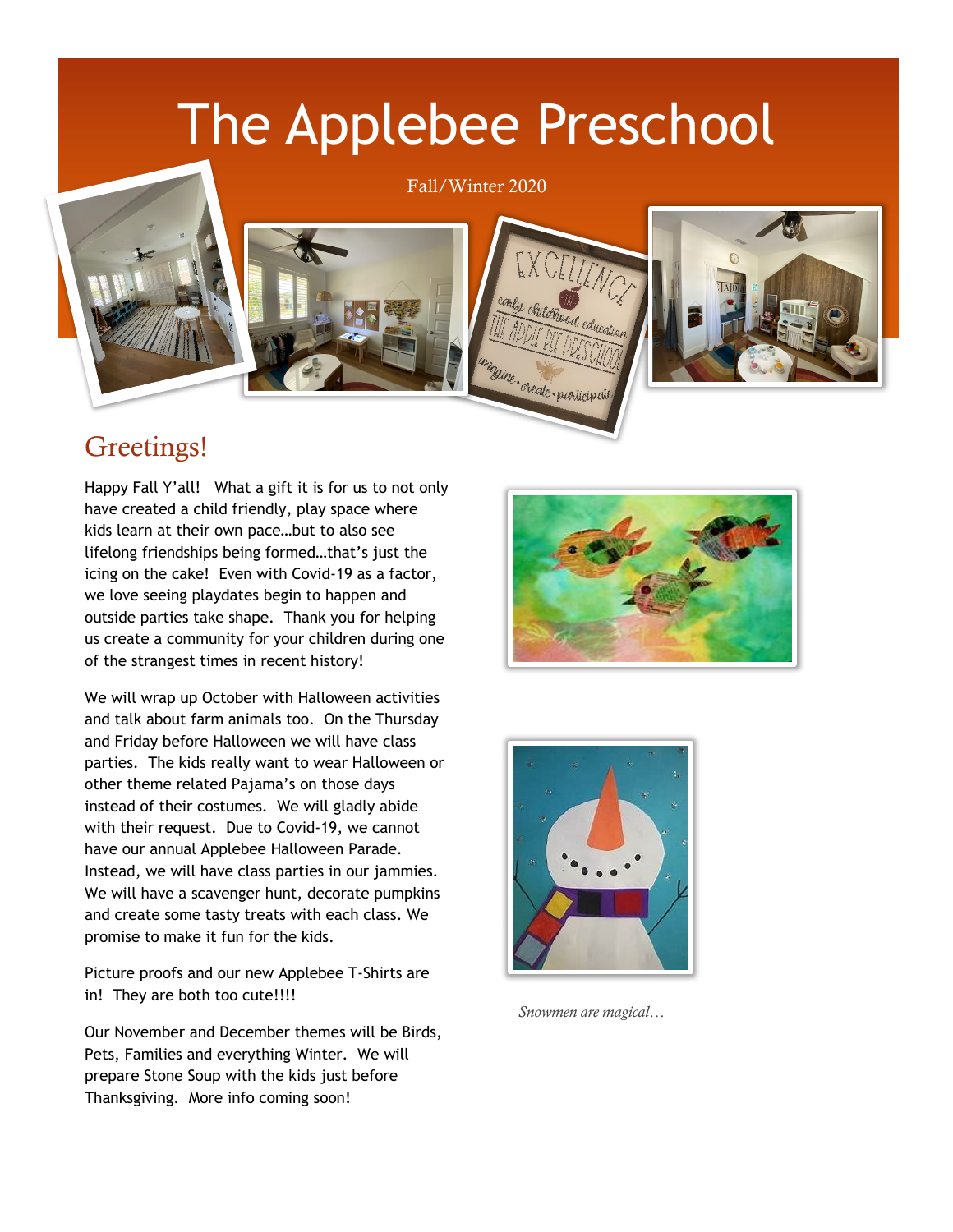# The Applebee Preschool

Fall/Winter 2020

## Greetings!

Happy Fall Y'all! What a gift it is for us to not only have created a child friendly, play space where kids learn at their own pace…but to also see lifelong friendships being formed…that's just the icing on the cake! Even with Covid-19 as a factor, we love seeing playdates begin to happen and outside parties take shape. Thank you for helping us create a community for your children during one of the strangest times in recent history!

We will wrap up October with Halloween activities and talk about farm animals too. On the Thursday and Friday before Halloween we will have class parties. The kids really want to wear Halloween or other theme related Pajama's on those days instead of their costumes. We will gladly abide with their request. Due to Covid-19, we cannot have our annual Applebee Halloween Parade. Instead, we will have class parties in our jammies. We will have a scavenger hunt, decorate pumpkins and create some tasty treats with each class. We promise to make it fun for the kids.

Picture proofs and our new Applebee T-Shirts are in! They are both too cute!!!!

Our November and December themes will be Birds, Pets, Families and everything Winter. We will prepare Stone Soup with the kids just before Thanksgiving. More info coming soon!

*Snowmen are magical…*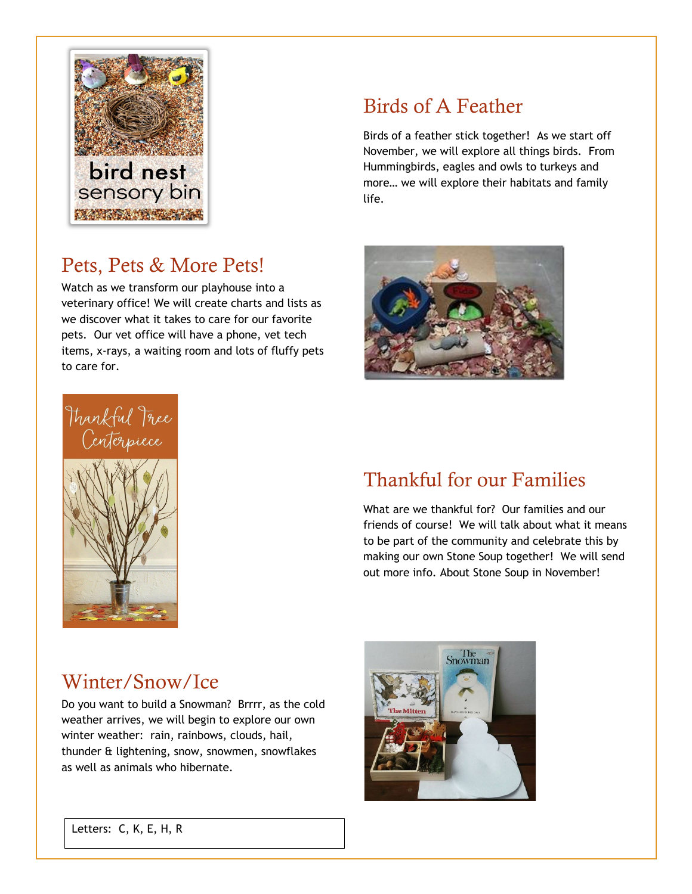## Birds of A Feather

Birds of a feather stick together! As we start off November, we will explore all things birds. From Hummingbirds, eagles and owls to turkeys and more… we will explore their habitats and family life.

## Pets, Pets & More Pets!

Watch as we transform our playhouse into a veterinary office! We will create charts and lists as we discover what it takes to care for our favorite pets. Our vet office will have a phone, vet tech items, x-rays, a waiting room and lots of fluffy pets to care for.

## Thankful for our Families

What are we thankful for? Our families and our friends of course! We will talk about what it means to be part of the community and celebrate this by making our own Stone Soup together! We will send out more info. About Stone Soup in November!

## Winter/Snow/Ice

Do you want to build a Snowman? Brrrr, as the cold weather arrives, we will begin to explore our own winter weather: rain, rainbows, clouds, hail, thunder & lightening, snow, snowmen, snowflakes as well as animals who hibernate.

Letters: C, K, E, H, R